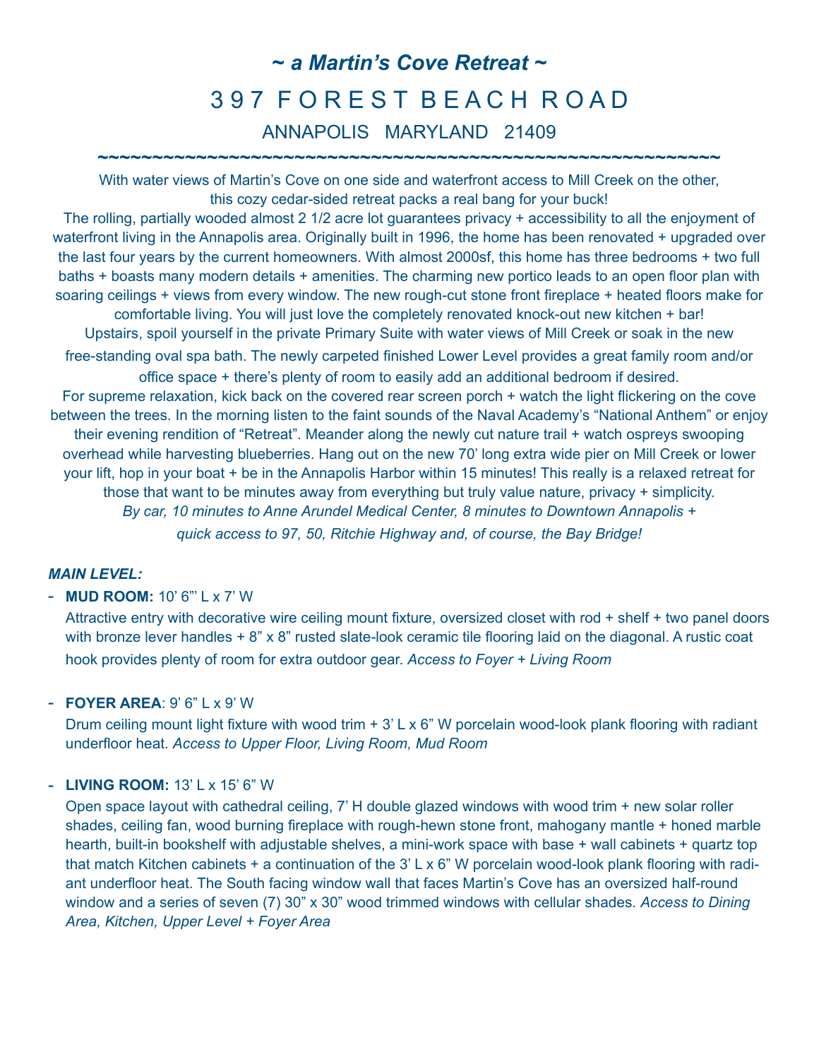# *~ a Martin's Cove Retreat ~*

# 3 9 7 F O R E S T B E A C H R O A D

## ANNAPOLIS MARYLAND 21409

~~~~~~~~~~~~~~~~~~~~~~~~~~~~~~~~~~~~~~~~~~~~~~~~~~~~~~~~~~~~

With water views of Martin's Cove on one side and waterfront access to Mill Creek on the other, this cozy cedar-sided retreat packs a real bang for your buck!

The rolling, partially wooded almost 2 1/2 acre lot guarantees privacy + accessibility to all the enjoyment of waterfront living in the Annapolis area. Originally built in 1996, the home has been renovated + upgraded over the last four years by the current homeowners. With almost 2000sf, this home has three bedrooms + two full baths + boasts many modern details + amenities. The charming new portico leads to an open floor plan with soaring ceilings + views from every window. The new rough-cut stone front fireplace + heated floors make for comfortable living. You will just love the completely renovated knock-out new kitchen + bar!

Upstairs, spoil yourself in the private Primary Suite with water views of Mill Creek or soak in the new free-standing oval spa bath. The newly carpeted finished Lower Level provides a great family room and/or office space + there's plenty of room to easily add an additional bedroom if desired.

For supreme relaxation, kick back on the covered rear screen porch + watch the light flickering on the cove between the trees. In the morning listen to the faint sounds of the Naval Academy's "National Anthem" or enjoy their evening rendition of "Retreat". Meander along the newly cut nature trail + watch ospreys swooping overhead while harvesting blueberries. Hang out on the new 70' long extra wide pier on Mill Creek or lower your lift, hop in your boat + be in the Annapolis Harbor within 15 minutes! This really is a relaxed retreat for those that want to be minutes away from everything but truly value nature, privacy + simplicity.

*By car, 10 minutes to Anne Arundel Medical Center, 8 minutes to Downtown Annapolis + quick access to 97, 50, Ritchie Highway and, of course, the Bay Bridge!*

### *MAIN LEVEL:*

- **MUD ROOM:** 10' 6"' L x 7' W

  Attractive entry with decorative wire ceiling mount fixture, oversized closet with rod + shelf + two panel doors with bronze lever handles + 8" x 8" rusted slate-look ceramic tile flooring laid on the diagonal. A rustic coat hook provides plenty of room for extra outdoor gear. *Access to Foyer + Living Room*

- **FOYER AREA**: 9' 6" L x 9' W

  Drum ceiling mount light fixture with wood trim + 3' L x 6" W porcelain wood-look plank flooring with radiant underfloor heat. *Access to Upper Floor, Living Room, Mud Room*

- **LIVING ROOM:** 13' L x 15' 6" W

  Open space layout with cathedral ceiling, 7' H double glazed windows with wood trim + new solar roller shades, ceiling fan, wood burning fireplace with rough-hewn stone front, mahogany mantle + honed marble hearth, built-in bookshelf with adjustable shelves, a mini-work space with base + wall cabinets + quartz top that match Kitchen cabinets + a continuation of the 3' L x 6" W porcelain wood-look plank flooring with radiant underfloor heat. The South facing window wall that faces Martin's Cove has an oversized half-round window and a series of seven (7) 30" x 30" wood trimmed windows with cellular shades. *Access to Dining Area, Kitchen, Upper Level + Foyer Area*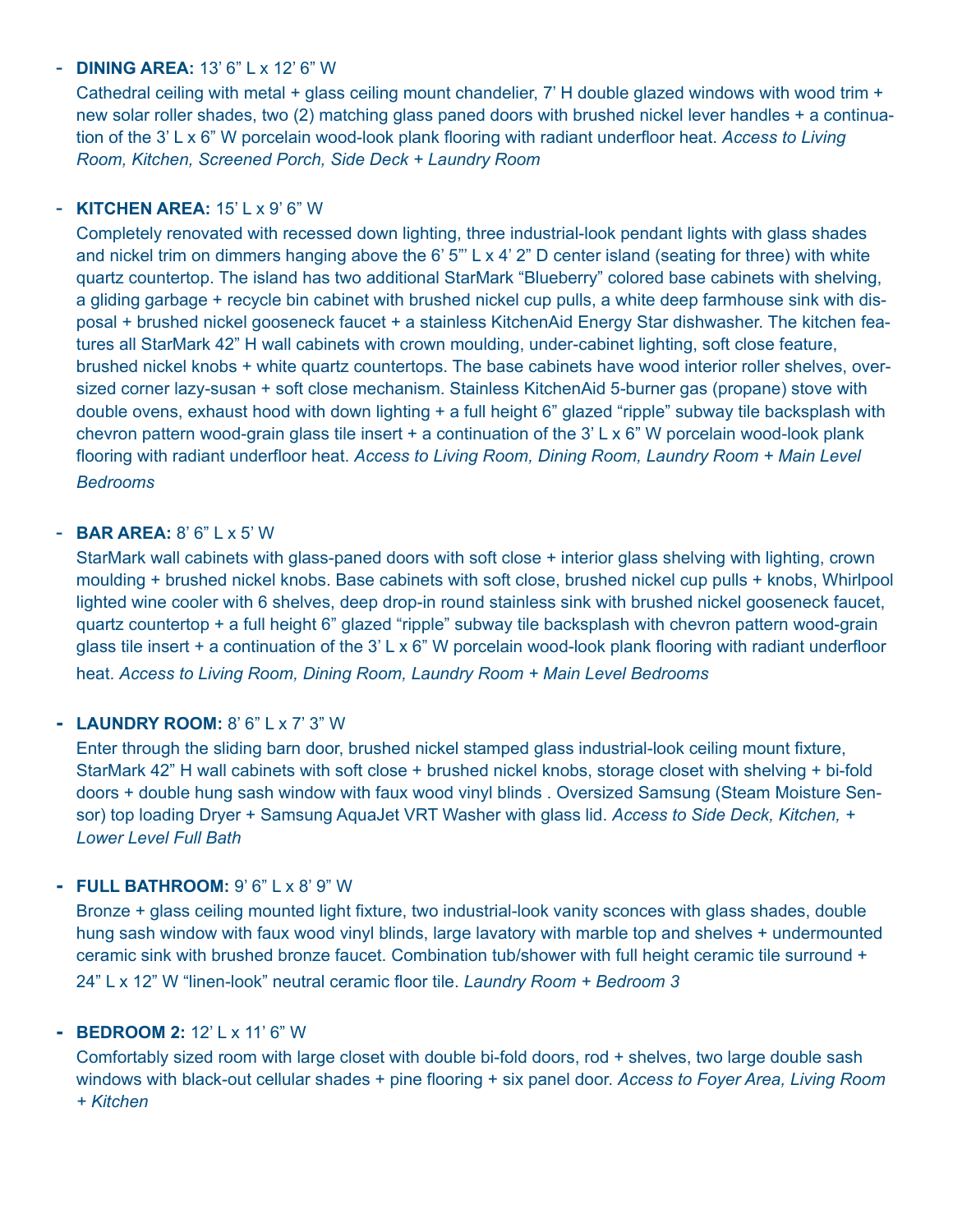- **DINING AREA:** 13' 6" L x 12' 6" W
  Cathedral ceiling with metal + glass ceiling mount chandelier, 7' H double glazed windows with wood trim + new solar roller shades, two (2) matching glass paned doors with brushed nickel lever handles + a continuation of the 3' L x 6" W porcelain wood-look plank flooring with radiant underfloor heat. *Access to Living Room, Kitchen, Screened Porch, Side Deck + Laundry Room*

- **KITCHEN AREA:** 15' L x 9' 6" W
  Completely renovated with recessed down lighting, three industrial-look pendant lights with glass shades and nickel trim on dimmers hanging above the 6' 5"' L x 4' 2" D center island (seating for three) with white quartz countertop. The island has two additional StarMark "Blueberry" colored base cabinets with shelving, a gliding garbage + recycle bin cabinet with brushed nickel cup pulls, a white deep farmhouse sink with disposal + brushed nickel gooseneck faucet + a stainless KitchenAid Energy Star dishwasher. The kitchen features all StarMark 42" H wall cabinets with crown moulding, under-cabinet lighting, soft close feature, brushed nickel knobs + white quartz countertops. The base cabinets have wood interior roller shelves, oversized corner lazy-susan + soft close mechanism. Stainless KitchenAid 5-burner gas (propane) stove with double ovens, exhaust hood with down lighting + a full height 6" glazed "ripple" subway tile backsplash with chevron pattern wood-grain glass tile insert + a continuation of the 3' L x 6" W porcelain wood-look plank flooring with radiant underfloor heat. *Access to Living Room, Dining Room, Laundry Room + Main Level Bedrooms*

- **BAR AREA:** 8' 6" L x 5' W
  StarMark wall cabinets with glass-paned doors with soft close + interior glass shelving with lighting, crown moulding + brushed nickel knobs. Base cabinets with soft close, brushed nickel cup pulls + knobs, Whirlpool lighted wine cooler with 6 shelves, deep drop-in round stainless sink with brushed nickel gooseneck faucet, quartz countertop + a full height 6" glazed "ripple" subway tile backsplash with chevron pattern wood-grain glass tile insert + a continuation of the 3' L x 6" W porcelain wood-look plank flooring with radiant underfloor heat. *Access to Living Room, Dining Room, Laundry Room + Main Level Bedrooms*

- **LAUNDRY ROOM:** 8' 6" L x 7' 3" W
  Enter through the sliding barn door, brushed nickel stamped glass industrial-look ceiling mount fixture, StarMark 42" H wall cabinets with soft close + brushed nickel knobs, storage closet with shelving + bi-fold doors + double hung sash window with faux wood vinyl blinds . Oversized Samsung (Steam Moisture Sensor) top loading Dryer + Samsung AquaJet VRT Washer with glass lid. *Access to Side Deck, Kitchen, + Lower Level Full Bath*

- **FULL BATHROOM:** 9' 6" L x 8' 9" W
  Bronze + glass ceiling mounted light fixture, two industrial-look vanity sconces with glass shades, double hung sash window with faux wood vinyl blinds, large lavatory with marble top and shelves + undermounted ceramic sink with brushed bronze faucet. Combination tub/shower with full height ceramic tile surround + 24" L x 12" W "linen-look" neutral ceramic floor tile. *Laundry Room + Bedroom 3*

- **BEDROOM 2:** 12' L x 11' 6" W
  Comfortably sized room with large closet with double bi-fold doors, rod + shelves, two large double sash windows with black-out cellular shades + pine flooring + six panel door. *Access to Foyer Area, Living Room + Kitchen*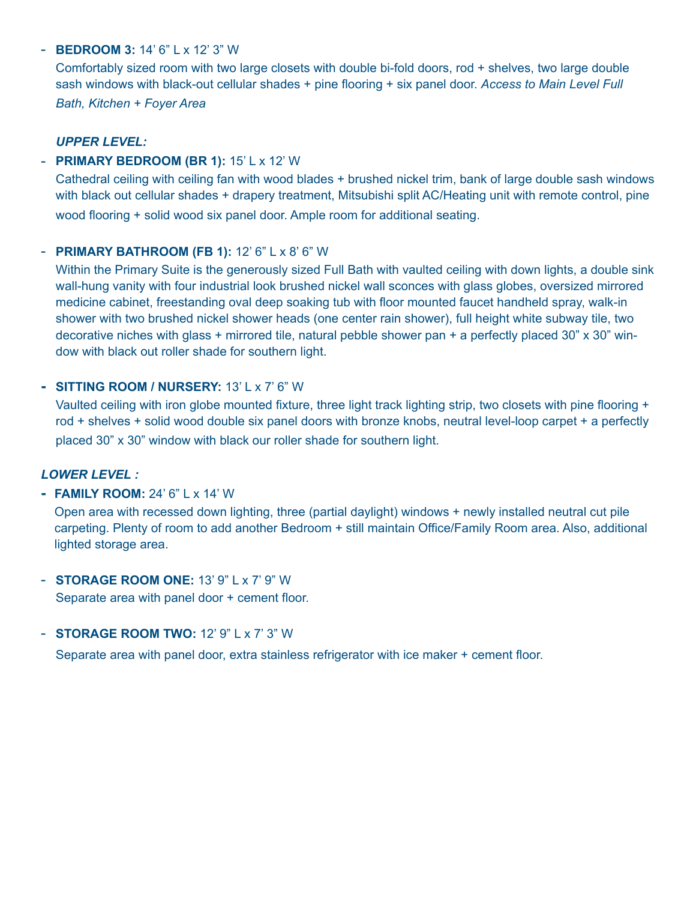- **BEDROOM 3:** 14' 6" L x 12' 3" W
  Comfortably sized room with two large closets with double bi-fold doors, rod + shelves, two large double sash windows with black-out cellular shades + pine flooring + six panel door. *Access to Main Level Full Bath, Kitchen + Foyer Area*

***UPPER LEVEL:***

- **PRIMARY BEDROOM (BR 1):** 15' L x 12' W
  Cathedral ceiling with ceiling fan with wood blades + brushed nickel trim, bank of large double sash windows with black out cellular shades + drapery treatment, Mitsubishi split AC/Heating unit with remote control, pine wood flooring + solid wood six panel door. Ample room for additional seating.

- **PRIMARY BATHROOM (FB 1):** 12' 6" L x 8' 6" W
  Within the Primary Suite is the generously sized Full Bath with vaulted ceiling with down lights, a double sink wall-hung vanity with four industrial look brushed nickel wall sconces with glass globes, oversized mirrored medicine cabinet, freestanding oval deep soaking tub with floor mounted faucet handheld spray, walk-in shower with two brushed nickel shower heads (one center rain shower), full height white subway tile, two decorative niches with glass + mirrored tile, natural pebble shower pan + a perfectly placed 30" x 30" window with black out roller shade for southern light.

- **SITTING ROOM / NURSERY:** 13' L x 7' 6" W
  Vaulted ceiling with iron globe mounted fixture, three light track lighting strip, two closets with pine flooring + rod + shelves + solid wood double six panel doors with bronze knobs, neutral level-loop carpet + a perfectly placed 30" x 30" window with black our roller shade for southern light.

***LOWER LEVEL :***

- **FAMILY ROOM:** 24' 6" L x 14' W
  Open area with recessed down lighting, three (partial daylight) windows + newly installed neutral cut pile carpeting. Plenty of room to add another Bedroom + still maintain Office/Family Room area. Also, additional lighted storage area.

- **STORAGE ROOM ONE:** 13' 9" L x 7' 9" W
  Separate area with panel door + cement floor.

- **STORAGE ROOM TWO:** 12' 9" L x 7' 3" W
  Separate area with panel door, extra stainless refrigerator with ice maker + cement floor.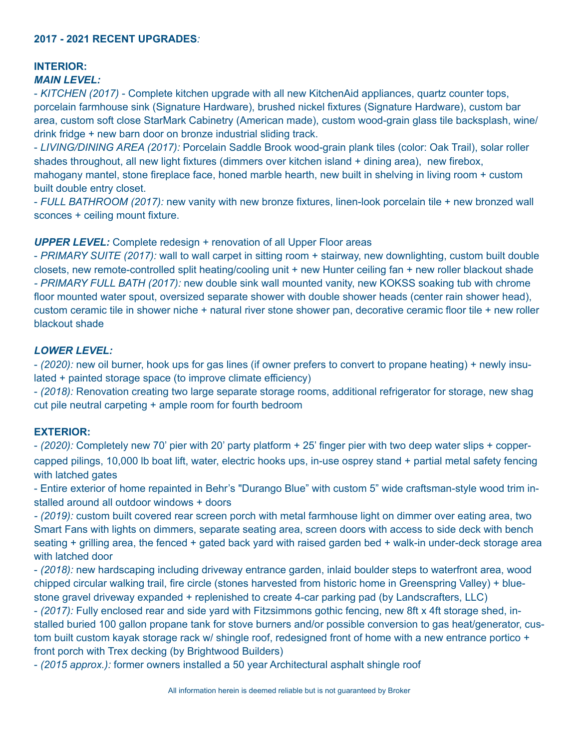**2017 - 2021 RECENT UPGRADES***:*

**INTERIOR:**

***MAIN LEVEL:***

- *KITCHEN (2017)* - Complete kitchen upgrade with all new KitchenAid appliances, quartz counter tops, porcelain farmhouse sink (Signature Hardware), brushed nickel fixtures (Signature Hardware), custom bar area, custom soft close StarMark Cabinetry (American made), custom wood-grain glass tile backsplash, wine/ drink fridge + new barn door on bronze industrial sliding track.
- *LIVING/DINING AREA (2017):* Porcelain Saddle Brook wood-grain plank tiles (color: Oak Trail), solar roller shades throughout, all new light fixtures (dimmers over kitchen island + dining area), new firebox, mahogany mantel, stone fireplace face, honed marble hearth, new built in shelving in living room + custom built double entry closet.
- *FULL BATHROOM (2017):* new vanity with new bronze fixtures, linen-look porcelain tile + new bronzed wall sconces + ceiling mount fixture.

***UPPER LEVEL:*** Complete redesign + renovation of all Upper Floor areas

- *PRIMARY SUITE (2017):* wall to wall carpet in sitting room + stairway, new downlighting, custom built double closets, new remote-controlled split heating/cooling unit + new Hunter ceiling fan + new roller blackout shade
- *PRIMARY FULL BATH (2017):* new double sink wall mounted vanity, new KOKSS soaking tub with chrome floor mounted water spout, oversized separate shower with double shower heads (center rain shower head), custom ceramic tile in shower niche + natural river stone shower pan, decorative ceramic floor tile + new roller blackout shade

***LOWER LEVEL:***

- *(2020):* new oil burner, hook ups for gas lines (if owner prefers to convert to propane heating) + newly insulated + painted storage space (to improve climate efficiency)
- *(2018):* Renovation creating two large separate storage rooms, additional refrigerator for storage, new shag cut pile neutral carpeting + ample room for fourth bedroom

**EXTERIOR:**

- *(2020):* Completely new 70' pier with 20' party platform + 25' finger pier with two deep water slips + copper-capped pilings, 10,000 lb boat lift, water, electric hooks ups, in-use osprey stand + partial metal safety fencing with latched gates
- Entire exterior of home repainted in Behr's "Durango Blue" with custom 5" wide craftsman-style wood trim installed around all outdoor windows + doors
- *(2019):* custom built covered rear screen porch with metal farmhouse light on dimmer over eating area, two Smart Fans with lights on dimmers, separate seating area, screen doors with access to side deck with bench seating + grilling area, the fenced + gated back yard with raised garden bed + walk-in under-deck storage area with latched door
- *(2018):* new hardscaping including driveway entrance garden, inlaid boulder steps to waterfront area, wood chipped circular walking trail, fire circle (stones harvested from historic home in Greenspring Valley) + bluestone gravel driveway expanded + replenished to create 4-car parking pad (by Landscrafters, LLC)
- *(2017):* Fully enclosed rear and side yard with Fitzsimmons gothic fencing, new 8ft x 4ft storage shed, installed buried 100 gallon propane tank for stove burners and/or possible conversion to gas heat/generator, custom built custom kayak storage rack w/ shingle roof, redesigned front of home with a new entrance portico + front porch with Trex decking (by Brightwood Builders)
- *(2015 approx.):* former owners installed a 50 year Architectural asphalt shingle roof

All information herein is deemed reliable but is not guaranteed by Broker